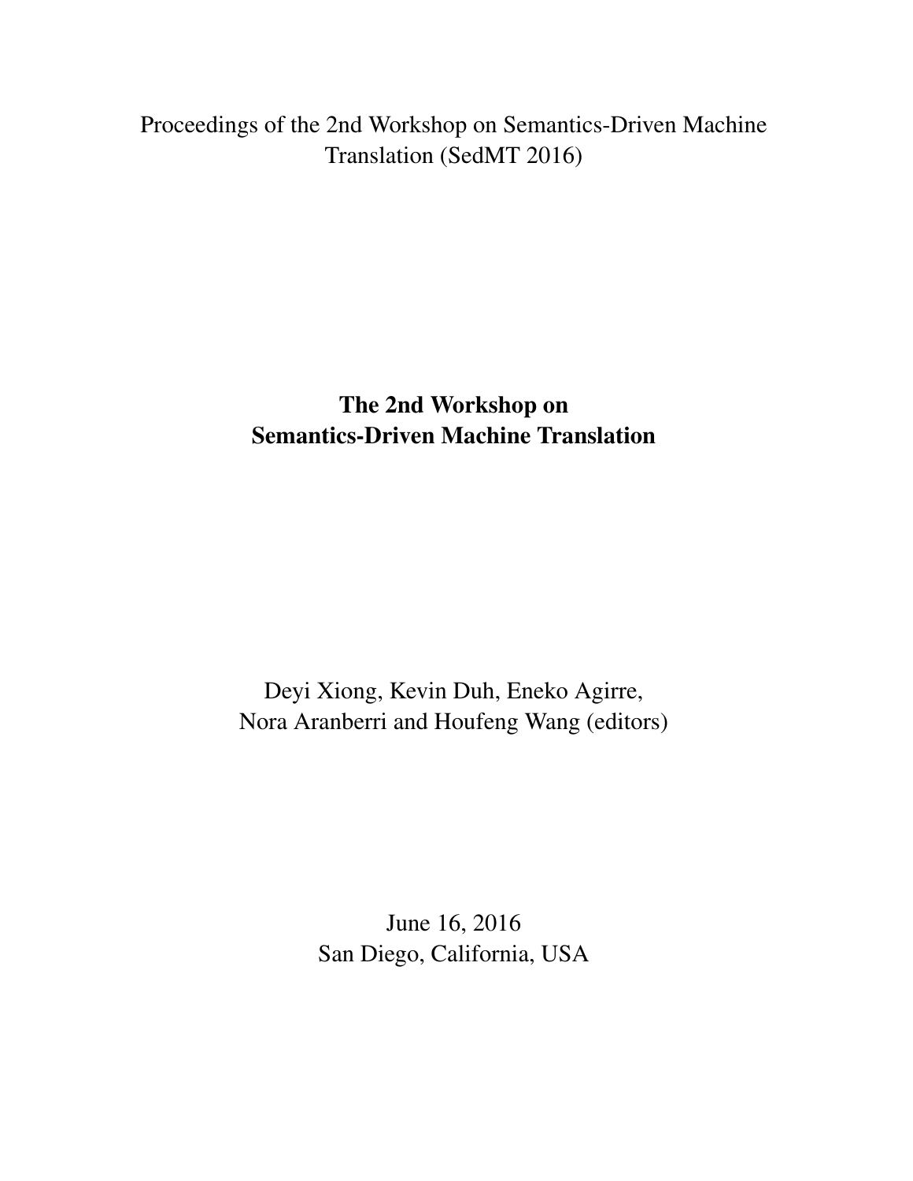Proceedings of the 2nd Workshop on Semantics-Driven Machine Translation (SedMT 2016)

# The 2nd Workshop on Semantics-Driven Machine Translation

Deyi Xiong, Kevin Duh, Eneko Agirre, Nora Aranberri and Houfeng Wang (editors)

June 16, 2016
San Diego, California, USA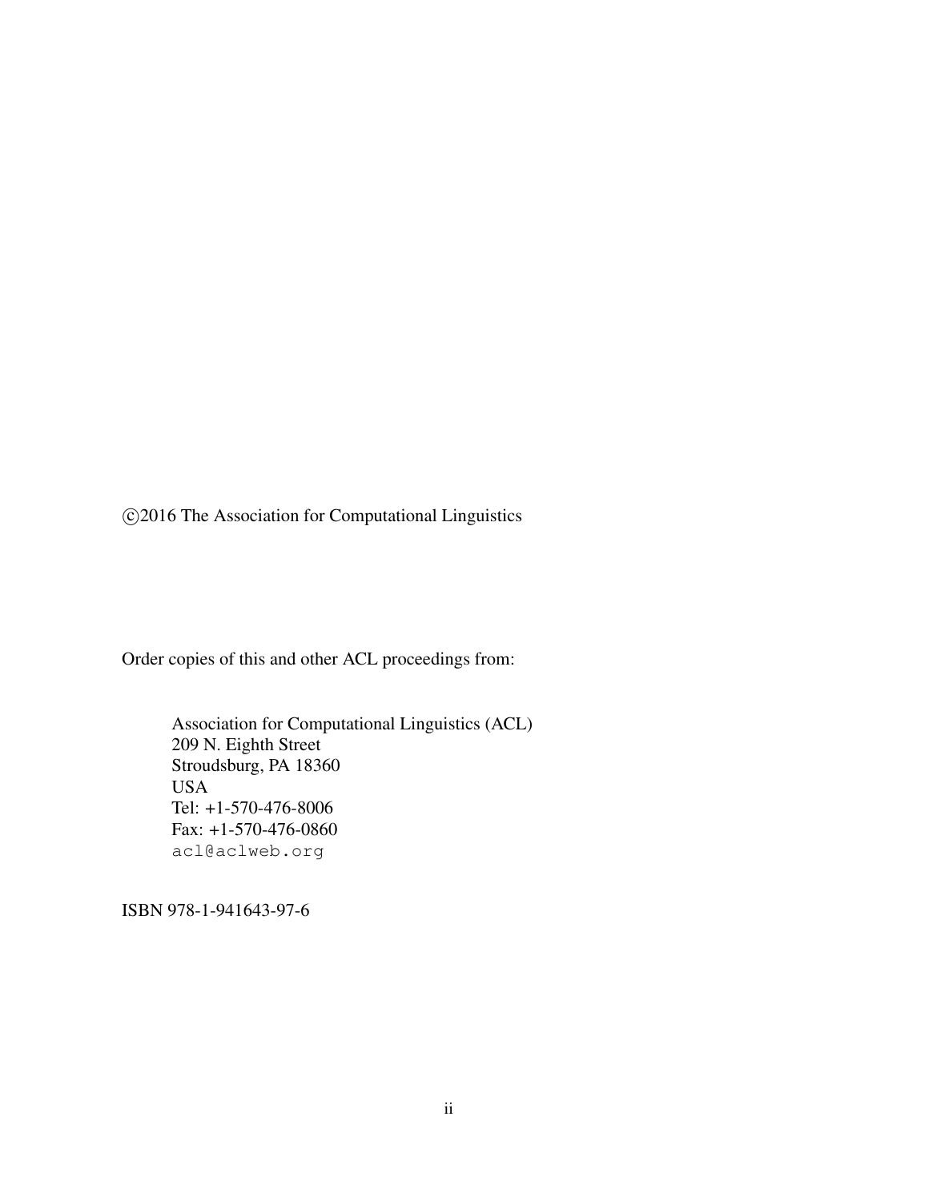©2016 The Association for Computational Linguistics

Order copies of this and other ACL proceedings from:

Association for Computational Linguistics (ACL)
209 N. Eighth Street
Stroudsburg, PA 18360
USA
Tel: +1-570-476-8006
Fax: +1-570-476-0860
acl@aclweb.org

ISBN 978-1-941643-97-6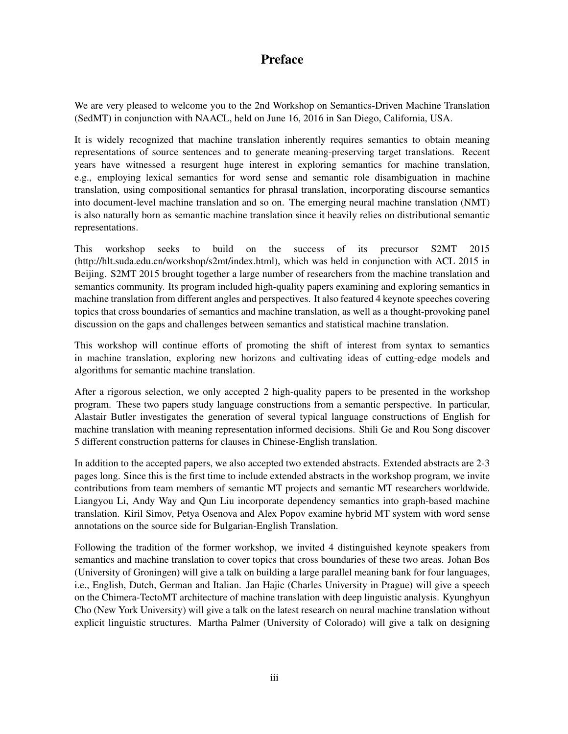# Preface

We are very pleased to welcome you to the 2nd Workshop on Semantics-Driven Machine Translation (SedMT) in conjunction with NAACL, held on June 16, 2016 in San Diego, California, USA.

It is widely recognized that machine translation inherently requires semantics to obtain meaning representations of source sentences and to generate meaning-preserving target translations. Recent years have witnessed a resurgent huge interest in exploring semantics for machine translation, e.g., employing lexical semantics for word sense and semantic role disambiguation in machine translation, using compositional semantics for phrasal translation, incorporating discourse semantics into document-level machine translation and so on. The emerging neural machine translation (NMT) is also naturally born as semantic machine translation since it heavily relies on distributional semantic representations.

This workshop seeks to build on the success of its precursor S2MT 2015 (http://hlt.suda.edu.cn/workshop/s2mt/index.html), which was held in conjunction with ACL 2015 in Beijing. S2MT 2015 brought together a large number of researchers from the machine translation and semantics community. Its program included high-quality papers examining and exploring semantics in machine translation from different angles and perspectives. It also featured 4 keynote speeches covering topics that cross boundaries of semantics and machine translation, as well as a thought-provoking panel discussion on the gaps and challenges between semantics and statistical machine translation.

This workshop will continue efforts of promoting the shift of interest from syntax to semantics in machine translation, exploring new horizons and cultivating ideas of cutting-edge models and algorithms for semantic machine translation.

After a rigorous selection, we only accepted 2 high-quality papers to be presented in the workshop program. These two papers study language constructions from a semantic perspective. In particular, Alastair Butler investigates the generation of several typical language constructions of English for machine translation with meaning representation informed decisions. Shili Ge and Rou Song discover 5 different construction patterns for clauses in Chinese-English translation.

In addition to the accepted papers, we also accepted two extended abstracts. Extended abstracts are 2-3 pages long. Since this is the first time to include extended abstracts in the workshop program, we invite contributions from team members of semantic MT projects and semantic MT researchers worldwide. Liangyou Li, Andy Way and Qun Liu incorporate dependency semantics into graph-based machine translation. Kiril Simov, Petya Osenova and Alex Popov examine hybrid MT system with word sense annotations on the source side for Bulgarian-English Translation.

Following the tradition of the former workshop, we invited 4 distinguished keynote speakers from semantics and machine translation to cover topics that cross boundaries of these two areas. Johan Bos (University of Groningen) will give a talk on building a large parallel meaning bank for four languages, i.e., English, Dutch, German and Italian. Jan Hajic (Charles University in Prague) will give a speech on the Chimera-TectoMT architecture of machine translation with deep linguistic analysis. Kyunghyun Cho (New York University) will give a talk on the latest research on neural machine translation without explicit linguistic structures. Martha Palmer (University of Colorado) will give a talk on designing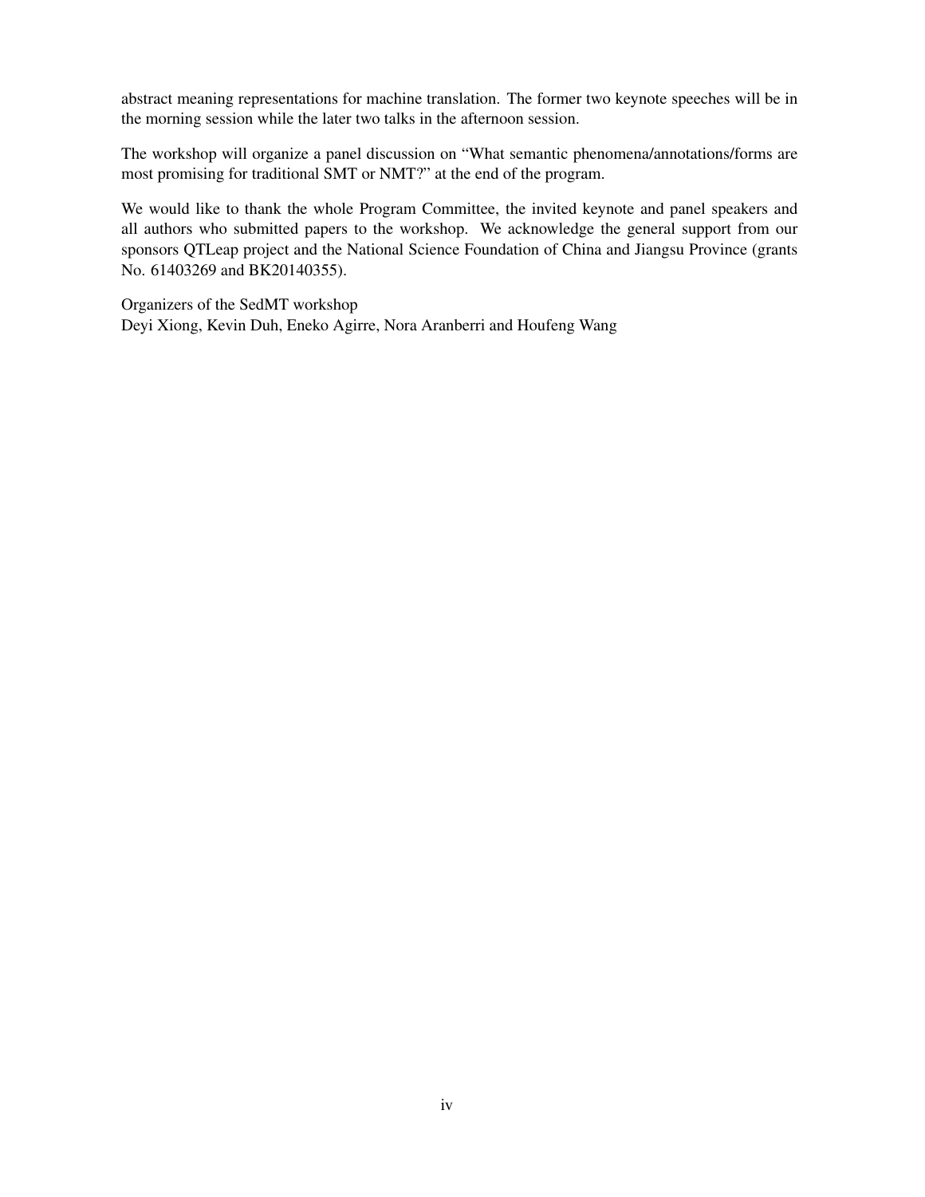abstract meaning representations for machine translation. The former two keynote speeches will be in the morning session while the later two talks in the afternoon session.

The workshop will organize a panel discussion on "What semantic phenomena/annotations/forms are most promising for traditional SMT or NMT?" at the end of the program.

We would like to thank the whole Program Committee, the invited keynote and panel speakers and all authors who submitted papers to the workshop. We acknowledge the general support from our sponsors QTLeap project and the National Science Foundation of China and Jiangsu Province (grants No. 61403269 and BK20140355).

Organizers of the SedMT workshop
Deyi Xiong, Kevin Duh, Eneko Agirre, Nora Aranberri and Houfeng Wang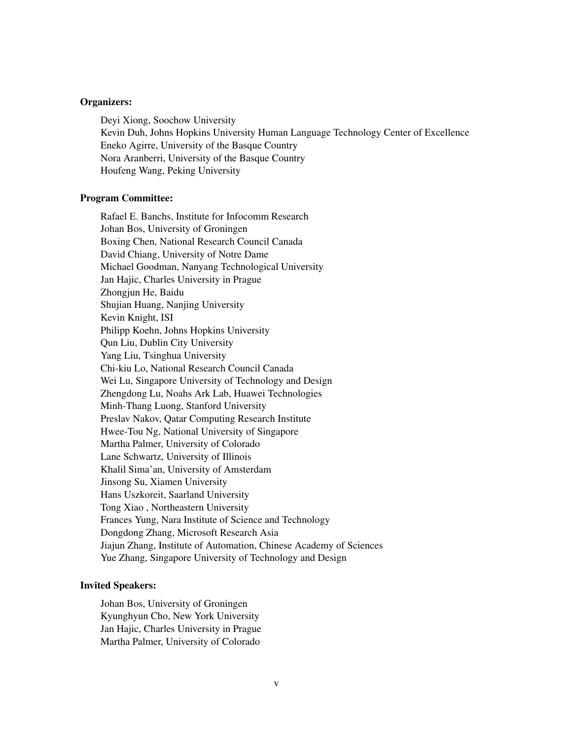**Organizers:**

Deyi Xiong, Soochow University
Kevin Duh, Johns Hopkins University Human Language Technology Center of Excellence
Eneko Agirre, University of the Basque Country
Nora Aranberri, University of the Basque Country
Houfeng Wang, Peking University

**Program Committee:**

Rafael E. Banchs, Institute for Infocomm Research
Johan Bos, University of Groningen
Boxing Chen, National Research Council Canada
David Chiang, University of Notre Dame
Michael Goodman, Nanyang Technological University
Jan Hajic, Charles University in Prague
Zhongjun He, Baidu
Shujian Huang, Nanjing University
Kevin Knight, ISI
Philipp Koehn, Johns Hopkins University
Qun Liu, Dublin City University
Yang Liu, Tsinghua University
Chi-kiu Lo, National Research Council Canada
Wei Lu, Singapore University of Technology and Design
Zhengdong Lu, Noahs Ark Lab, Huawei Technologies
Minh-Thang Luong, Stanford University
Preslav Nakov, Qatar Computing Research Institute
Hwee-Tou Ng, National University of Singapore
Martha Palmer, University of Colorado
Lane Schwartz, University of Illinois
Khalil Sima'an, University of Amsterdam
Jinsong Su, Xiamen University
Hans Uszkoreit, Saarland University
Tong Xiao , Northeastern University
Frances Yung, Nara Institute of Science and Technology
Dongdong Zhang, Microsoft Research Asia
Jiajun Zhang, Institute of Automation, Chinese Academy of Sciences
Yue Zhang, Singapore University of Technology and Design

**Invited Speakers:**

Johan Bos, University of Groningen
Kyunghyun Cho, New York University
Jan Hajic, Charles University in Prague
Martha Palmer, University of Colorado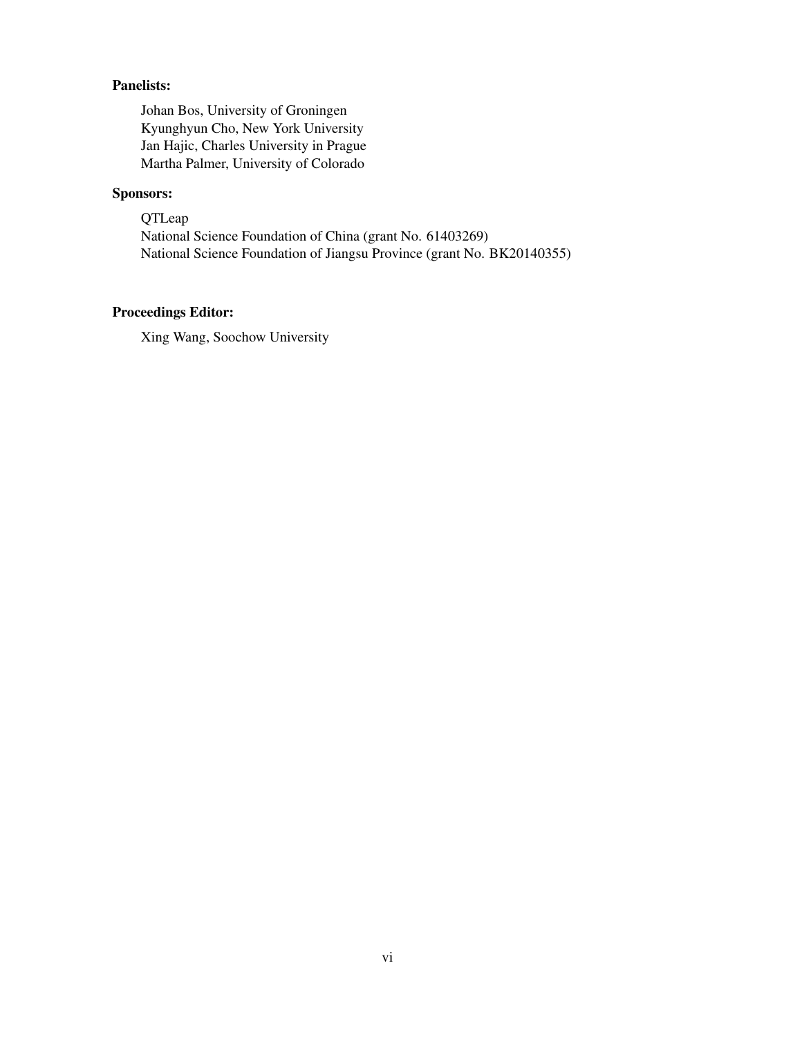**Panelists:**

Johan Bos, University of Groningen
Kyunghyun Cho, New York University
Jan Hajic, Charles University in Prague
Martha Palmer, University of Colorado

**Sponsors:**

QTLeap
National Science Foundation of China (grant No. 61403269)
National Science Foundation of Jiangsu Province (grant No. BK20140355)

**Proceedings Editor:**

Xing Wang, Soochow University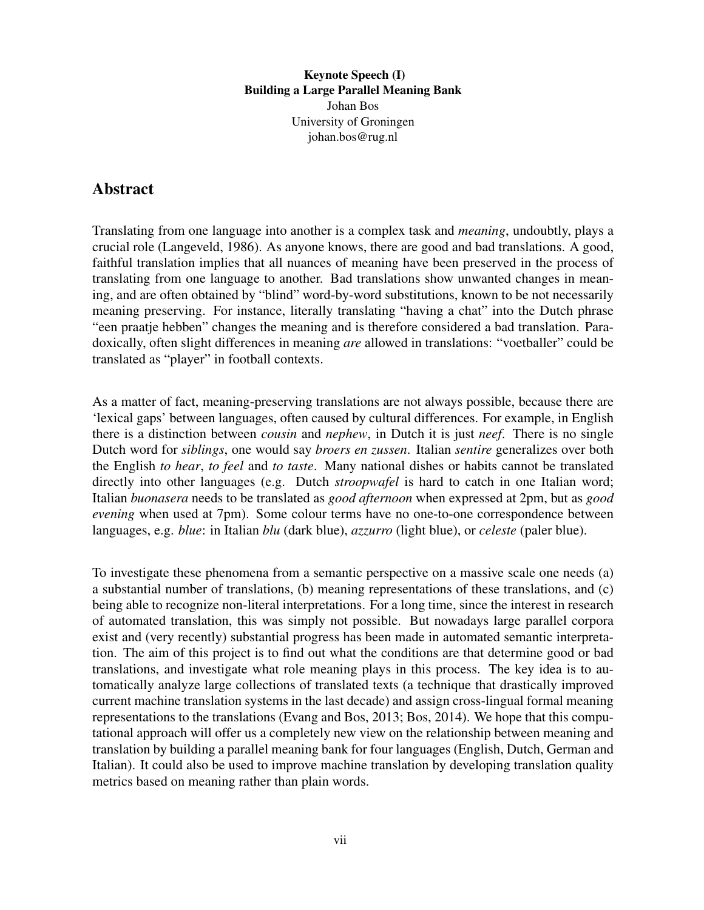**Keynote Speech (I)**
**Building a Large Parallel Meaning Bank**
Johan Bos
University of Groningen
johan.bos@rug.nl

# Abstract

Translating from one language into another is a complex task and *meaning*, undoubtly, plays a crucial role (Langeveld, 1986). As anyone knows, there are good and bad translations. A good, faithful translation implies that all nuances of meaning have been preserved in the process of translating from one language to another. Bad translations show unwanted changes in meaning, and are often obtained by "blind" word-by-word substitutions, known to be not necessarily meaning preserving. For instance, literally translating "having a chat" into the Dutch phrase "een praatje hebben" changes the meaning and is therefore considered a bad translation. Paradoxically, often slight differences in meaning *are* allowed in translations: "voetballer" could be translated as "player" in football contexts.

As a matter of fact, meaning-preserving translations are not always possible, because there are 'lexical gaps' between languages, often caused by cultural differences. For example, in English there is a distinction between *cousin* and *nephew*, in Dutch it is just *neef*. There is no single Dutch word for *siblings*, one would say *broers en zussen*. Italian *sentire* generalizes over both the English *to hear*, *to feel* and *to taste*. Many national dishes or habits cannot be translated directly into other languages (e.g. Dutch *stroopwafel* is hard to catch in one Italian word; Italian *buonasera* needs to be translated as *good afternoon* when expressed at 2pm, but as *good evening* when used at 7pm). Some colour terms have no one-to-one correspondence between languages, e.g. *blue*: in Italian *blu* (dark blue), *azzurro* (light blue), or *celeste* (paler blue).

To investigate these phenomena from a semantic perspective on a massive scale one needs (a) a substantial number of translations, (b) meaning representations of these translations, and (c) being able to recognize non-literal interpretations. For a long time, since the interest in research of automated translation, this was simply not possible. But nowadays large parallel corpora exist and (very recently) substantial progress has been made in automated semantic interpretation. The aim of this project is to find out what the conditions are that determine good or bad translations, and investigate what role meaning plays in this process. The key idea is to automatically analyze large collections of translated texts (a technique that drastically improved current machine translation systems in the last decade) and assign cross-lingual formal meaning representations to the translations (Evang and Bos, 2013; Bos, 2014). We hope that this computational approach will offer us a completely new view on the relationship between meaning and translation by building a parallel meaning bank for four languages (English, Dutch, German and Italian). It could also be used to improve machine translation by developing translation quality metrics based on meaning rather than plain words.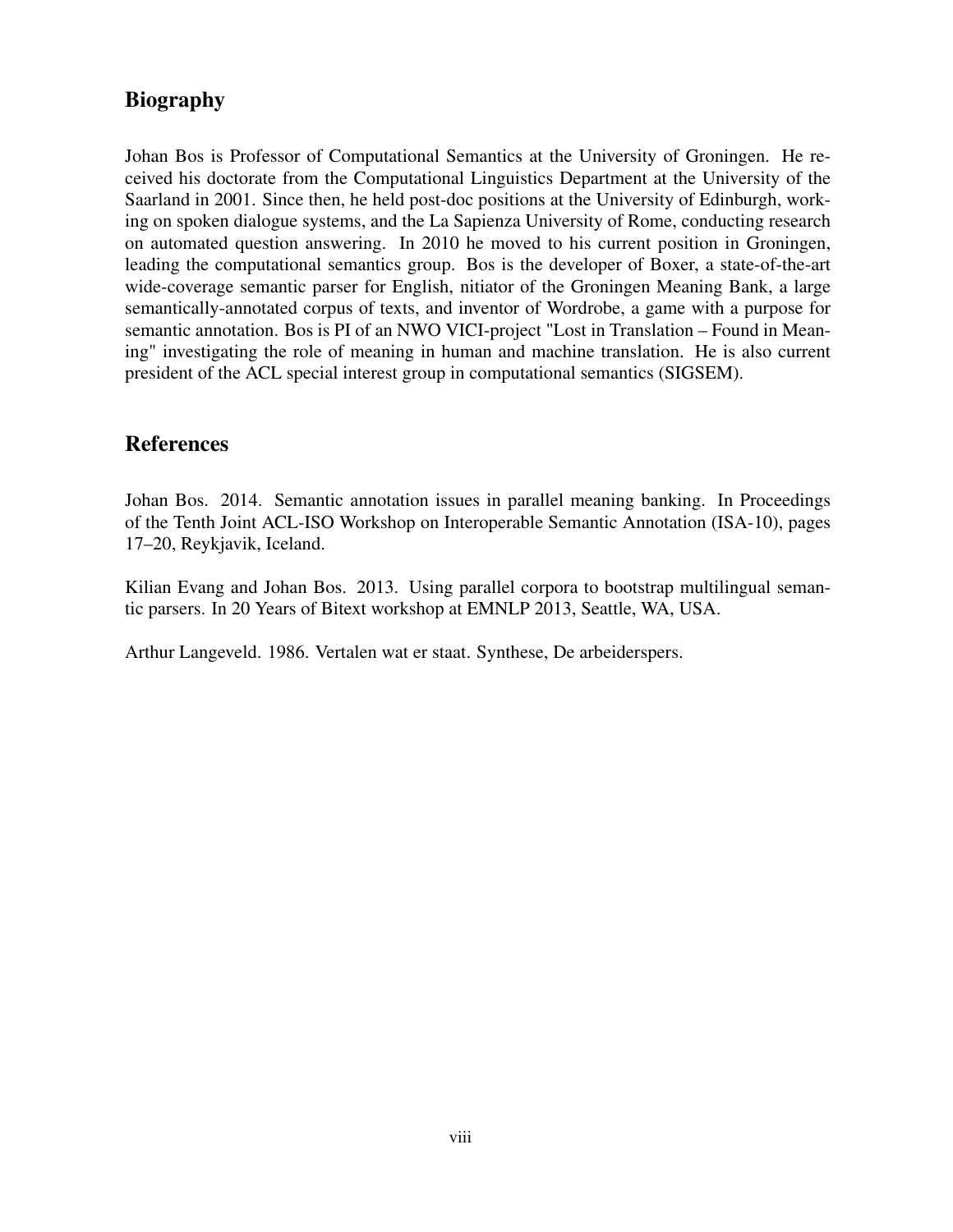## Biography

Johan Bos is Professor of Computational Semantics at the University of Groningen. He received his doctorate from the Computational Linguistics Department at the University of the Saarland in 2001. Since then, he held post-doc positions at the University of Edinburgh, working on spoken dialogue systems, and the La Sapienza University of Rome, conducting research on automated question answering. In 2010 he moved to his current position in Groningen, leading the computational semantics group. Bos is the developer of Boxer, a state-of-the-art wide-coverage semantic parser for English, nitiator of the Groningen Meaning Bank, a large semantically-annotated corpus of texts, and inventor of Wordrobe, a game with a purpose for semantic annotation. Bos is PI of an NWO VICI-project "Lost in Translation – Found in Meaning" investigating the role of meaning in human and machine translation. He is also current president of the ACL special interest group in computational semantics (SIGSEM).

## References

Johan Bos. 2014. Semantic annotation issues in parallel meaning banking. In Proceedings of the Tenth Joint ACL-ISO Workshop on Interoperable Semantic Annotation (ISA-10), pages 17–20, Reykjavik, Iceland.

Kilian Evang and Johan Bos. 2013. Using parallel corpora to bootstrap multilingual semantic parsers. In 20 Years of Bitext workshop at EMNLP 2013, Seattle, WA, USA.

Arthur Langeveld. 1986. Vertalen wat er staat. Synthese, De arbeiderspers.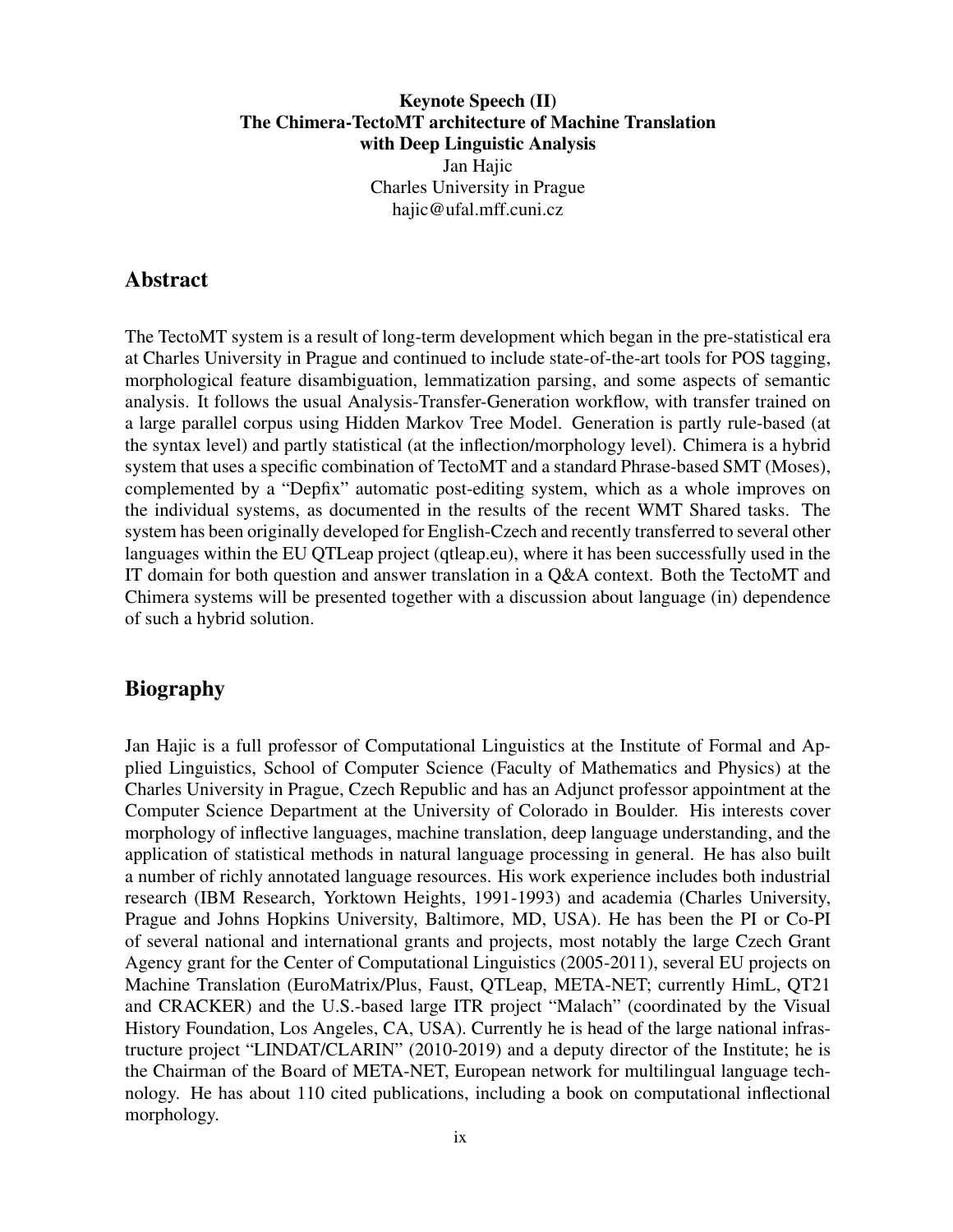**Keynote Speech (II)**
**The Chimera-TectoMT architecture of Machine Translation with Deep Linguistic Analysis**

Jan Hajic
Charles University in Prague
hajic@ufal.mff.cuni.cz

## Abstract

The TectoMT system is a result of long-term development which began in the pre-statistical era at Charles University in Prague and continued to include state-of-the-art tools for POS tagging, morphological feature disambiguation, lemmatization parsing, and some aspects of semantic analysis. It follows the usual Analysis-Transfer-Generation workflow, with transfer trained on a large parallel corpus using Hidden Markov Tree Model. Generation is partly rule-based (at the syntax level) and partly statistical (at the inflection/morphology level). Chimera is a hybrid system that uses a specific combination of TectoMT and a standard Phrase-based SMT (Moses), complemented by a "Depfix" automatic post-editing system, which as a whole improves on the individual systems, as documented in the results of the recent WMT Shared tasks. The system has been originally developed for English-Czech and recently transferred to several other languages within the EU QTLeap project (qtleap.eu), where it has been successfully used in the IT domain for both question and answer translation in a Q&A context. Both the TectoMT and Chimera systems will be presented together with a discussion about language (in) dependence of such a hybrid solution.

## Biography

Jan Hajic is a full professor of Computational Linguistics at the Institute of Formal and Applied Linguistics, School of Computer Science (Faculty of Mathematics and Physics) at the Charles University in Prague, Czech Republic and has an Adjunct professor appointment at the Computer Science Department at the University of Colorado in Boulder. His interests cover morphology of inflective languages, machine translation, deep language understanding, and the application of statistical methods in natural language processing in general. He has also built a number of richly annotated language resources. His work experience includes both industrial research (IBM Research, Yorktown Heights, 1991-1993) and academia (Charles University, Prague and Johns Hopkins University, Baltimore, MD, USA). He has been the PI or Co-PI of several national and international grants and projects, most notably the large Czech Grant Agency grant for the Center of Computational Linguistics (2005-2011), several EU projects on Machine Translation (EuroMatrix/Plus, Faust, QTLeap, META-NET; currently HimL, QT21 and CRACKER) and the U.S.-based large ITR project "Malach" (coordinated by the Visual History Foundation, Los Angeles, CA, USA). Currently he is head of the large national infrastructure project "LINDAT/CLARIN" (2010-2019) and a deputy director of the Institute; he is the Chairman of the Board of META-NET, European network for multilingual language technology. He has about 110 cited publications, including a book on computational inflectional morphology.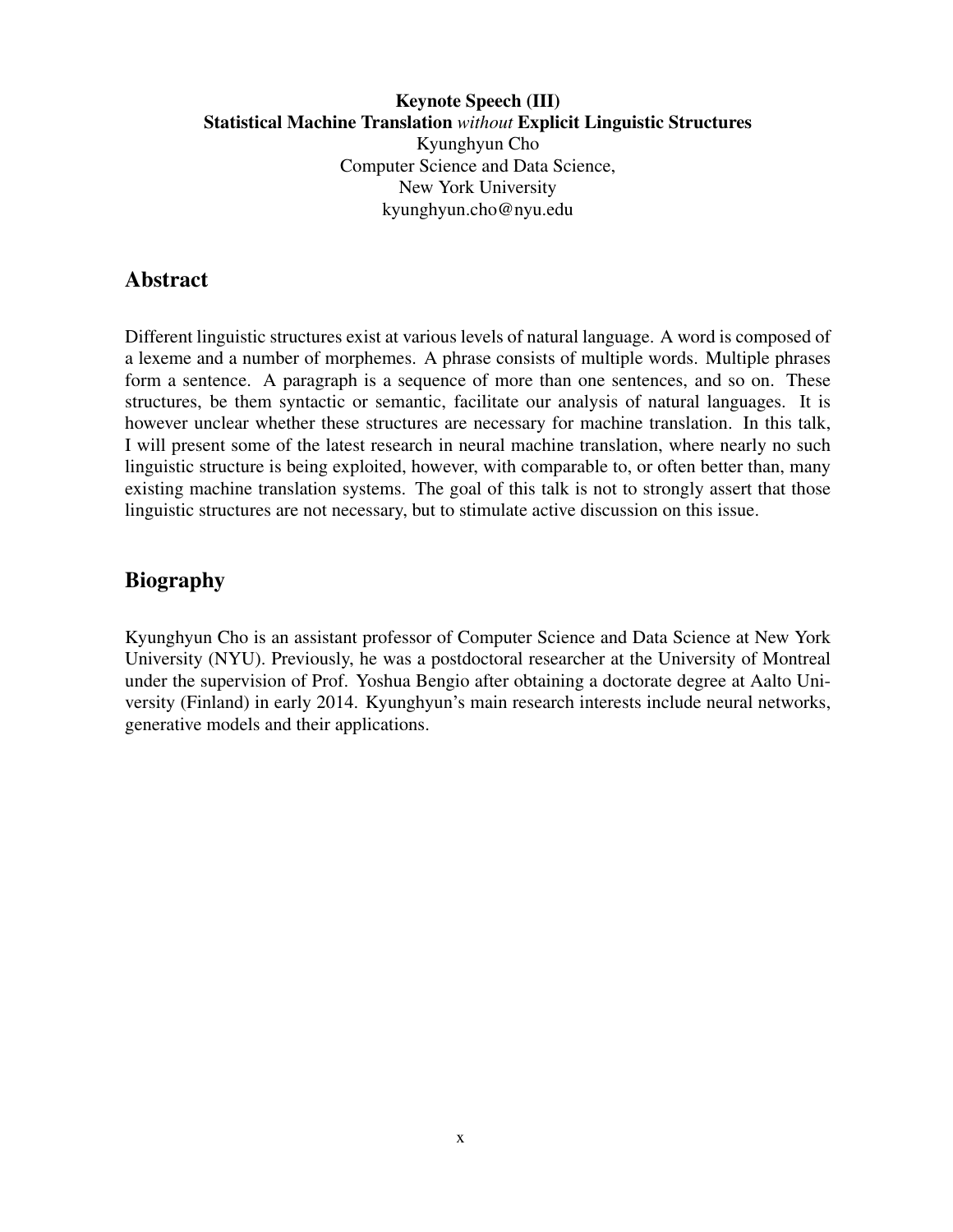**Keynote Speech (III)**
**Statistical Machine Translation *without* Explicit Linguistic Structures**
Kyunghyun Cho
Computer Science and Data Science,
New York University
kyunghyun.cho@nyu.edu

## Abstract

Different linguistic structures exist at various levels of natural language. A word is composed of a lexeme and a number of morphemes. A phrase consists of multiple words. Multiple phrases form a sentence. A paragraph is a sequence of more than one sentences, and so on. These structures, be them syntactic or semantic, facilitate our analysis of natural languages. It is however unclear whether these structures are necessary for machine translation. In this talk, I will present some of the latest research in neural machine translation, where nearly no such linguistic structure is being exploited, however, with comparable to, or often better than, many existing machine translation systems. The goal of this talk is not to strongly assert that those linguistic structures are not necessary, but to stimulate active discussion on this issue.

## Biography

Kyunghyun Cho is an assistant professor of Computer Science and Data Science at New York University (NYU). Previously, he was a postdoctoral researcher at the University of Montreal under the supervision of Prof. Yoshua Bengio after obtaining a doctorate degree at Aalto University (Finland) in early 2014. Kyunghyun's main research interests include neural networks, generative models and their applications.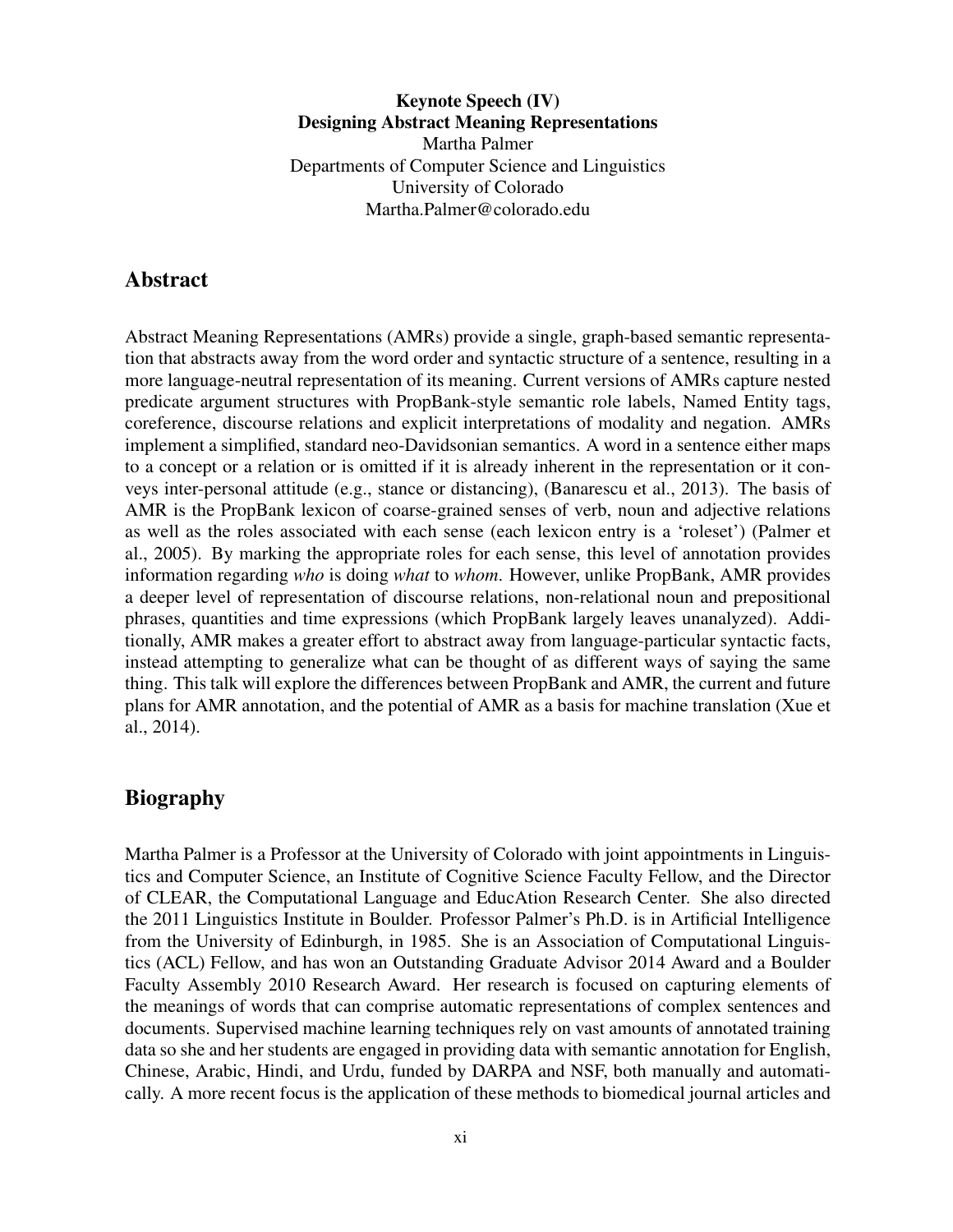**Keynote Speech (IV)**
**Designing Abstract Meaning Representations**
Martha Palmer
Departments of Computer Science and Linguistics
University of Colorado
Martha.Palmer@colorado.edu

## Abstract

Abstract Meaning Representations (AMRs) provide a single, graph-based semantic representation that abstracts away from the word order and syntactic structure of a sentence, resulting in a more language-neutral representation of its meaning. Current versions of AMRs capture nested predicate argument structures with PropBank-style semantic role labels, Named Entity tags, coreference, discourse relations and explicit interpretations of modality and negation. AMRs implement a simplified, standard neo-Davidsonian semantics. A word in a sentence either maps to a concept or a relation or is omitted if it is already inherent in the representation or it conveys inter-personal attitude (e.g., stance or distancing), (Banarescu et al., 2013). The basis of AMR is the PropBank lexicon of coarse-grained senses of verb, noun and adjective relations as well as the roles associated with each sense (each lexicon entry is a 'roleset') (Palmer et al., 2005). By marking the appropriate roles for each sense, this level of annotation provides information regarding *who* is doing *what* to *whom*. However, unlike PropBank, AMR provides a deeper level of representation of discourse relations, non-relational noun and prepositional phrases, quantities and time expressions (which PropBank largely leaves unanalyzed). Additionally, AMR makes a greater effort to abstract away from language-particular syntactic facts, instead attempting to generalize what can be thought of as different ways of saying the same thing. This talk will explore the differences between PropBank and AMR, the current and future plans for AMR annotation, and the potential of AMR as a basis for machine translation (Xue et al., 2014).

## Biography

Martha Palmer is a Professor at the University of Colorado with joint appointments in Linguistics and Computer Science, an Institute of Cognitive Science Faculty Fellow, and the Director of CLEAR, the Computational Language and EducAtion Research Center. She also directed the 2011 Linguistics Institute in Boulder. Professor Palmer's Ph.D. is in Artificial Intelligence from the University of Edinburgh, in 1985. She is an Association of Computational Linguistics (ACL) Fellow, and has won an Outstanding Graduate Advisor 2014 Award and a Boulder Faculty Assembly 2010 Research Award. Her research is focused on capturing elements of the meanings of words that can comprise automatic representations of complex sentences and documents. Supervised machine learning techniques rely on vast amounts of annotated training data so she and her students are engaged in providing data with semantic annotation for English, Chinese, Arabic, Hindi, and Urdu, funded by DARPA and NSF, both manually and automatically. A more recent focus is the application of these methods to biomedical journal articles and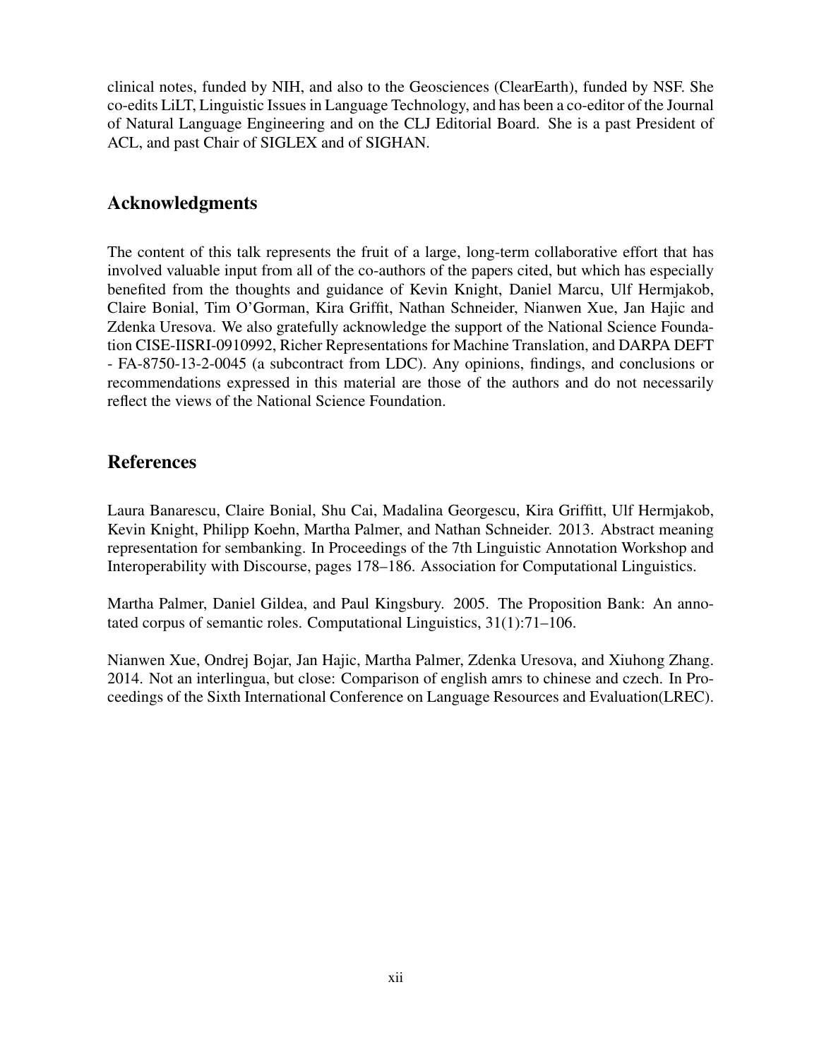clinical notes, funded by NIH, and also to the Geosciences (ClearEarth), funded by NSF. She co-edits LiLT, Linguistic Issues in Language Technology, and has been a co-editor of the Journal of Natural Language Engineering and on the CLJ Editorial Board. She is a past President of ACL, and past Chair of SIGLEX and of SIGHAN.

## Acknowledgments

The content of this talk represents the fruit of a large, long-term collaborative effort that has involved valuable input from all of the co-authors of the papers cited, but which has especially benefited from the thoughts and guidance of Kevin Knight, Daniel Marcu, Ulf Hermjakob, Claire Bonial, Tim O'Gorman, Kira Griffit, Nathan Schneider, Nianwen Xue, Jan Hajic and Zdenka Uresova. We also gratefully acknowledge the support of the National Science Foundation CISE-IISRI-0910992, Richer Representations for Machine Translation, and DARPA DEFT - FA-8750-13-2-0045 (a subcontract from LDC). Any opinions, findings, and conclusions or recommendations expressed in this material are those of the authors and do not necessarily reflect the views of the National Science Foundation.

## References

Laura Banarescu, Claire Bonial, Shu Cai, Madalina Georgescu, Kira Griffitt, Ulf Hermjakob, Kevin Knight, Philipp Koehn, Martha Palmer, and Nathan Schneider. 2013. Abstract meaning representation for sembanking. In Proceedings of the 7th Linguistic Annotation Workshop and Interoperability with Discourse, pages 178–186. Association for Computational Linguistics.

Martha Palmer, Daniel Gildea, and Paul Kingsbury. 2005. The Proposition Bank: An annotated corpus of semantic roles. Computational Linguistics, 31(1):71–106.

Nianwen Xue, Ondrej Bojar, Jan Hajic, Martha Palmer, Zdenka Uresova, and Xiuhong Zhang. 2014. Not an interlingua, but close: Comparison of english amrs to chinese and czech. In Proceedings of the Sixth International Conference on Language Resources and Evaluation(LREC).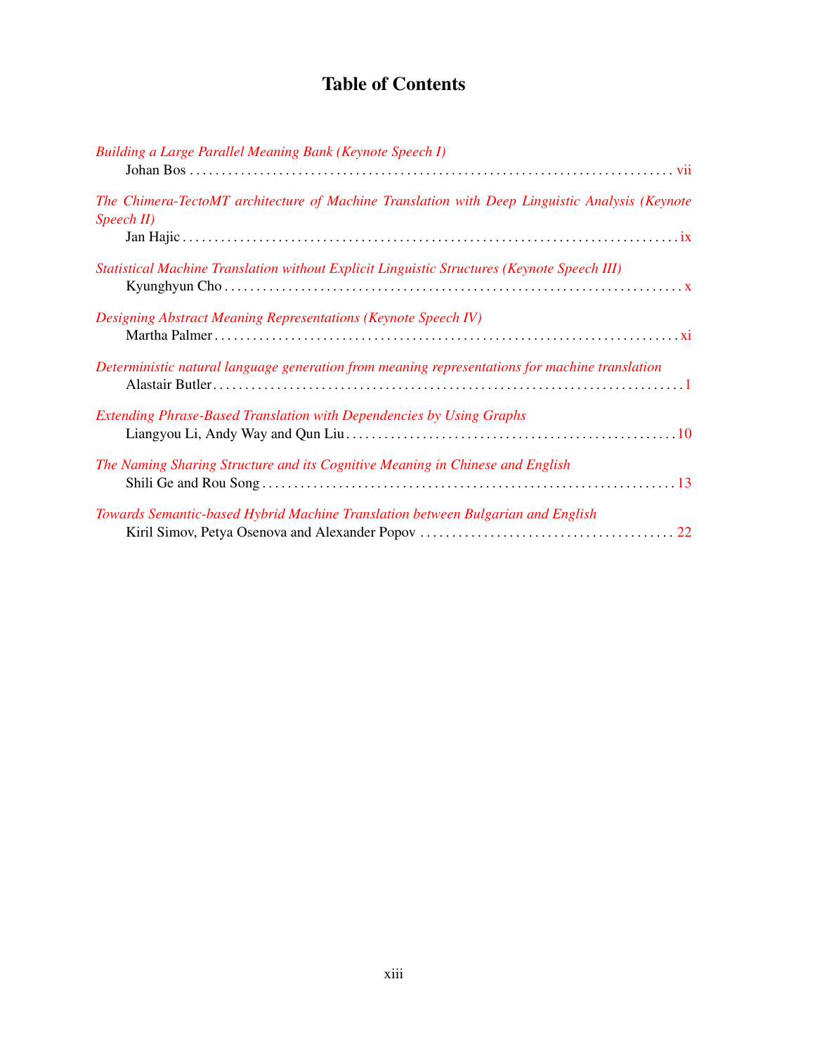# Table of Contents

*Building a Large Parallel Meaning Bank (Keynote Speech I)*
Johan Bos . . . . . . . . . . . . . . . . . . . . . . . . . . . . . . . . . . . . . . . . . . . . . . . . . . . . . . . . . . . . . . . . . . . . . . . . . . . . vii

*The Chimera-TectoMT architecture of Machine Translation with Deep Linguistic Analysis (Keynote Speech II)*
Jan Hajic . . . . . . . . . . . . . . . . . . . . . . . . . . . . . . . . . . . . . . . . . . . . . . . . . . . . . . . . . . . . . . . . . . . . . . . . . . . . . ix

*Statistical Machine Translation without Explicit Linguistic Structures (Keynote Speech III)*
Kyunghyun Cho . . . . . . . . . . . . . . . . . . . . . . . . . . . . . . . . . . . . . . . . . . . . . . . . . . . . . . . . . . . . . . . . . . . . . . . . x

*Designing Abstract Meaning Representations (Keynote Speech IV)*
Martha Palmer . . . . . . . . . . . . . . . . . . . . . . . . . . . . . . . . . . . . . . . . . . . . . . . . . . . . . . . . . . . . . . . . . . . . . . . . xi

*Deterministic natural language generation from meaning representations for machine translation*
Alastair Butler . . . . . . . . . . . . . . . . . . . . . . . . . . . . . . . . . . . . . . . . . . . . . . . . . . . . . . . . . . . . . . . . . . . . . . . . 1

*Extending Phrase-Based Translation with Dependencies by Using Graphs*
Liangyou Li, Andy Way and Qun Liu . . . . . . . . . . . . . . . . . . . . . . . . . . . . . . . . . . . . . . . . . . . . . . . . . . . 10

*The Naming Sharing Structure and its Cognitive Meaning in Chinese and English*
Shili Ge and Rou Song . . . . . . . . . . . . . . . . . . . . . . . . . . . . . . . . . . . . . . . . . . . . . . . . . . . . . . . . . . . . . . . . 13

*Towards Semantic-based Hybrid Machine Translation between Bulgarian and English*
Kiril Simov, Petya Osenova and Alexander Popov . . . . . . . . . . . . . . . . . . . . . . . . . . . . . . . . . . . . . . . 22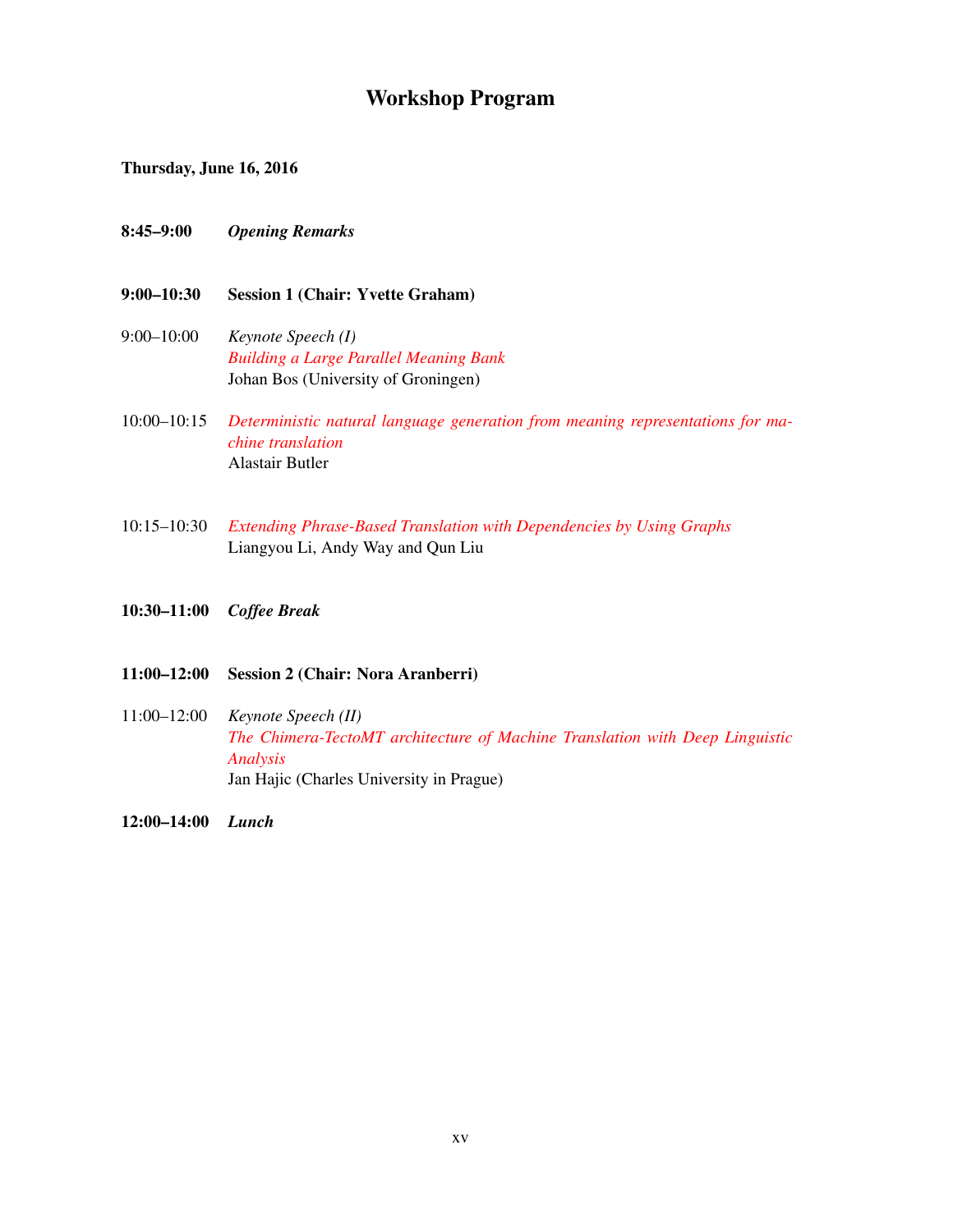# Workshop Program

**Thursday, June 16, 2016**

**8:45–9:00** ***Opening Remarks***

**9:00–10:30** **Session 1 (Chair: Yvette Graham)**

9:00–10:00 *Keynote Speech (I)*
*Building a Large Parallel Meaning Bank*
Johan Bos (University of Groningen)

10:00–10:15 *Deterministic natural language generation from meaning representations for machine translation*
Alastair Butler

10:15–10:30 *Extending Phrase-Based Translation with Dependencies by Using Graphs*
Liangyou Li, Andy Way and Qun Liu

**10:30–11:00** ***Coffee Break***

**11:00–12:00** **Session 2 (Chair: Nora Aranberri)**

11:00–12:00 *Keynote Speech (II)*
*The Chimera-TectoMT architecture of Machine Translation with Deep Linguistic Analysis*
Jan Hajic (Charles University in Prague)

**12:00–14:00** ***Lunch***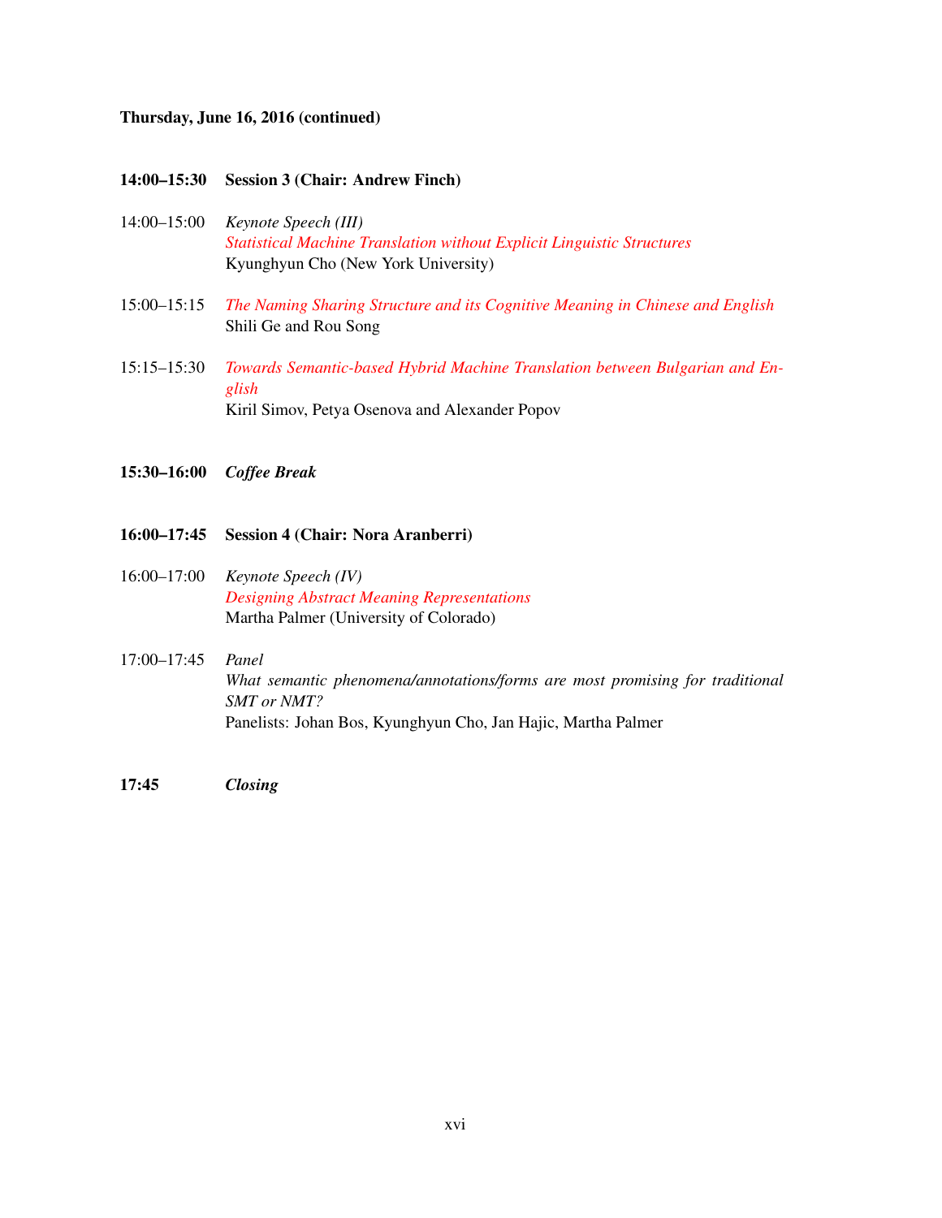**Thursday, June 16, 2016 (continued)**

**14:00–15:30 Session 3 (Chair: Andrew Finch)**

14:00–15:00 *Keynote Speech (III)*
*Statistical Machine Translation without Explicit Linguistic Structures*
Kyunghyun Cho (New York University)

15:00–15:15 *The Naming Sharing Structure and its Cognitive Meaning in Chinese and English*
Shili Ge and Rou Song

15:15–15:30 *Towards Semantic-based Hybrid Machine Translation between Bulgarian and English*
Kiril Simov, Petya Osenova and Alexander Popov

**15:30–16:00** ***Coffee Break***

**16:00–17:45 Session 4 (Chair: Nora Aranberri)**

16:00–17:00 *Keynote Speech (IV)*
*Designing Abstract Meaning Representations*
Martha Palmer (University of Colorado)

17:00–17:45 *Panel*
*What semantic phenomena/annotations/forms are most promising for traditional SMT or NMT?*
Panelists: Johan Bos, Kyunghyun Cho, Jan Hajic, Martha Palmer

**17:45** ***Closing***